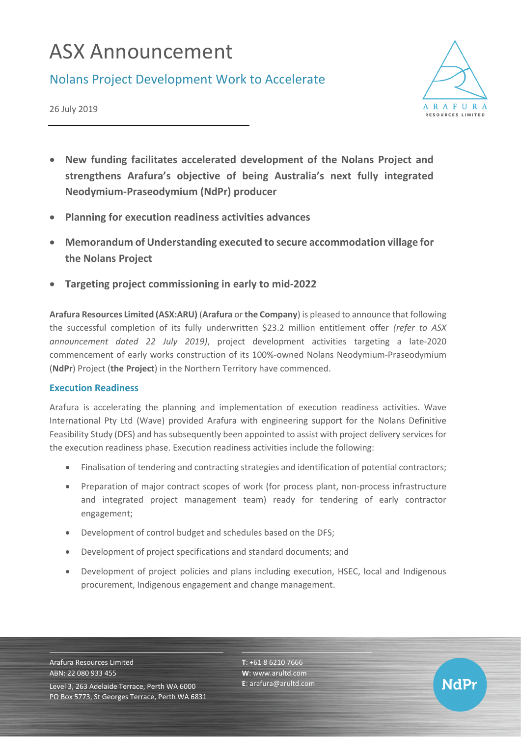# ASX Announcement

## Nolans Project Development Work to Accelerate

26 July 2019

- **New funding facilitates accelerated development of the Nolans Project and strengthens Arafura's objective of being Australia's next fully integrated Neodymium-Praseodymium (NdPr) producer**
- **Planning for execution readiness activities advances**
- **Memorandum of Understanding executed to secure accommodation village for the Nolans Project**
- **Targeting project commissioning in early to mid-2022**

**Arafura Resources Limited (ASX:ARU)** (**Arafura** or **the Company**) is pleased to announce that following the successful completion of its fully underwritten $23.2 million entitlement offer *(refer to ASX announcement dated 22 July 2019)*, project development activities targeting a late-2020 commencement of early works construction of its 100%-owned Nolans Neodymium-Praseodymium (**NdPr**) Project (**the Project**) in the Northern Territory have commenced.

### Execution Readiness

Arafura is accelerating the planning and implementation of execution readiness activities. Wave International Pty Ltd (Wave) provided Arafura with engineering support for the Nolans Definitive Feasibility Study (DFS) and has subsequently been appointed to assist with project delivery services for the execution readiness phase. Execution readiness activities include the following:

- Finalisation of tendering and contracting strategies and identification of potential contractors;
- Preparation of major contract scopes of work (for process plant, non-process infrastructure and integrated project management team) ready for tendering of early contractor engagement;
- Development of control budget and schedules based on the DFS;
- Development of project specifications and standard documents; and
- Development of project policies and plans including execution, HSEC, local and Indigenous procurement, Indigenous engagement and change management.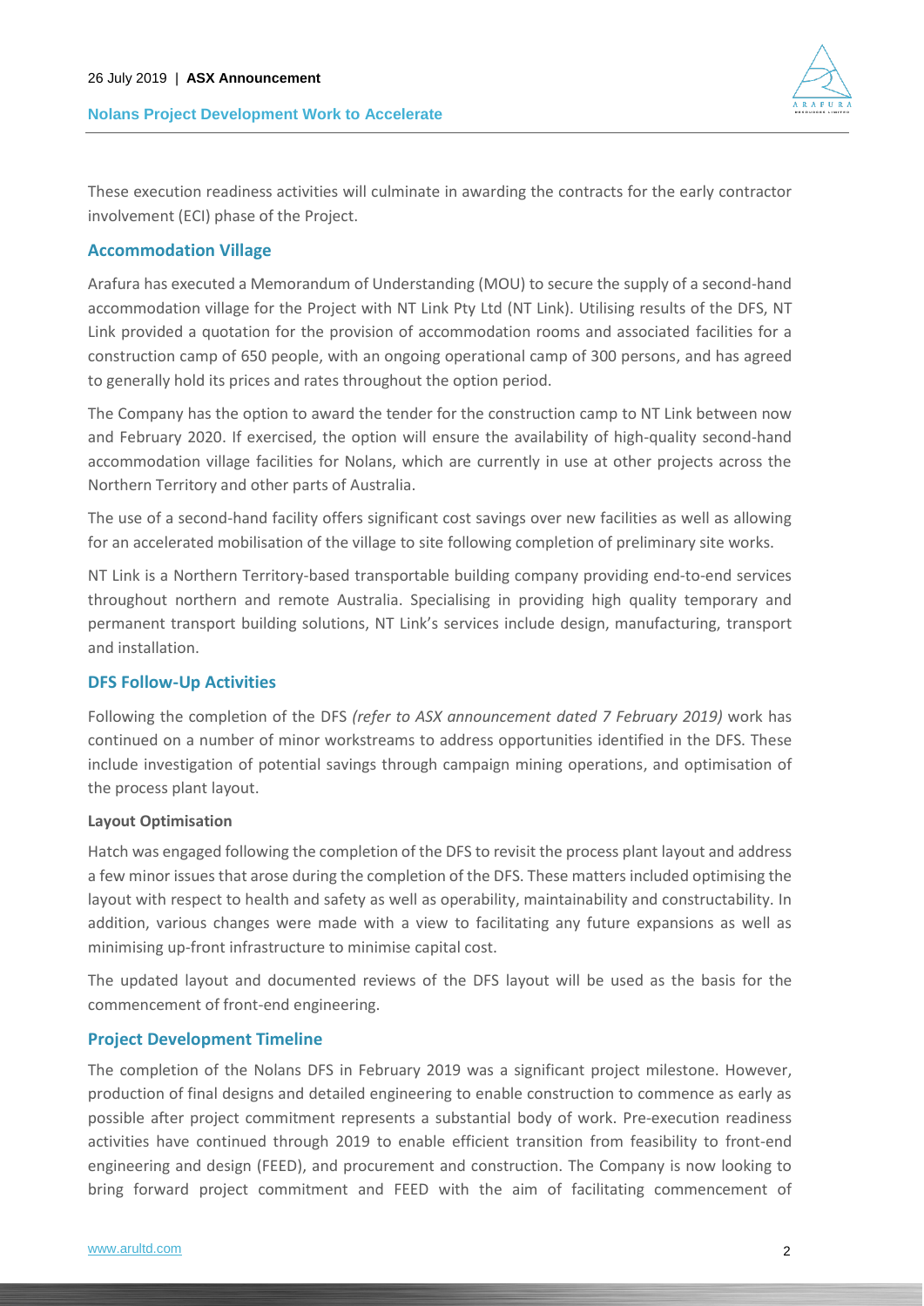These execution readiness activities will culminate in awarding the contracts for the early contractor involvement (ECI) phase of the Project.

## Accommodation Village

Arafura has executed a Memorandum of Understanding (MOU) to secure the supply of a second-hand accommodation village for the Project with NT Link Pty Ltd (NT Link). Utilising results of the DFS, NT Link provided a quotation for the provision of accommodation rooms and associated facilities for a construction camp of 650 people, with an ongoing operational camp of 300 persons, and has agreed to generally hold its prices and rates throughout the option period.

The Company has the option to award the tender for the construction camp to NT Link between now and February 2020. If exercised, the option will ensure the availability of high-quality second-hand accommodation village facilities for Nolans, which are currently in use at other projects across the Northern Territory and other parts of Australia.

The use of a second-hand facility offers significant cost savings over new facilities as well as allowing for an accelerated mobilisation of the village to site following completion of preliminary site works.

NT Link is a Northern Territory-based transportable building company providing end-to-end services throughout northern and remote Australia. Specialising in providing high quality temporary and permanent transport building solutions, NT Link's services include design, manufacturing, transport and installation.

## DFS Follow-Up Activities

Following the completion of the DFS *(refer to ASX announcement dated 7 February 2019)* work has continued on a number of minor workstreams to address opportunities identified in the DFS. These include investigation of potential savings through campaign mining operations, and optimisation of the process plant layout.

### Layout Optimisation

Hatch was engaged following the completion of the DFS to revisit the process plant layout and address a few minor issues that arose during the completion of the DFS. These matters included optimising the layout with respect to health and safety as well as operability, maintainability and constructability. In addition, various changes were made with a view to facilitating any future expansions as well as minimising up-front infrastructure to minimise capital cost.

The updated layout and documented reviews of the DFS layout will be used as the basis for the commencement of front-end engineering.

## Project Development Timeline

The completion of the Nolans DFS in February 2019 was a significant project milestone. However, production of final designs and detailed engineering to enable construction to commence as early as possible after project commitment represents a substantial body of work. Pre-execution readiness activities have continued through 2019 to enable efficient transition from feasibility to front-end engineering and design (FEED), and procurement and construction. The Company is now looking to bring forward project commitment and FEED with the aim of facilitating commencement of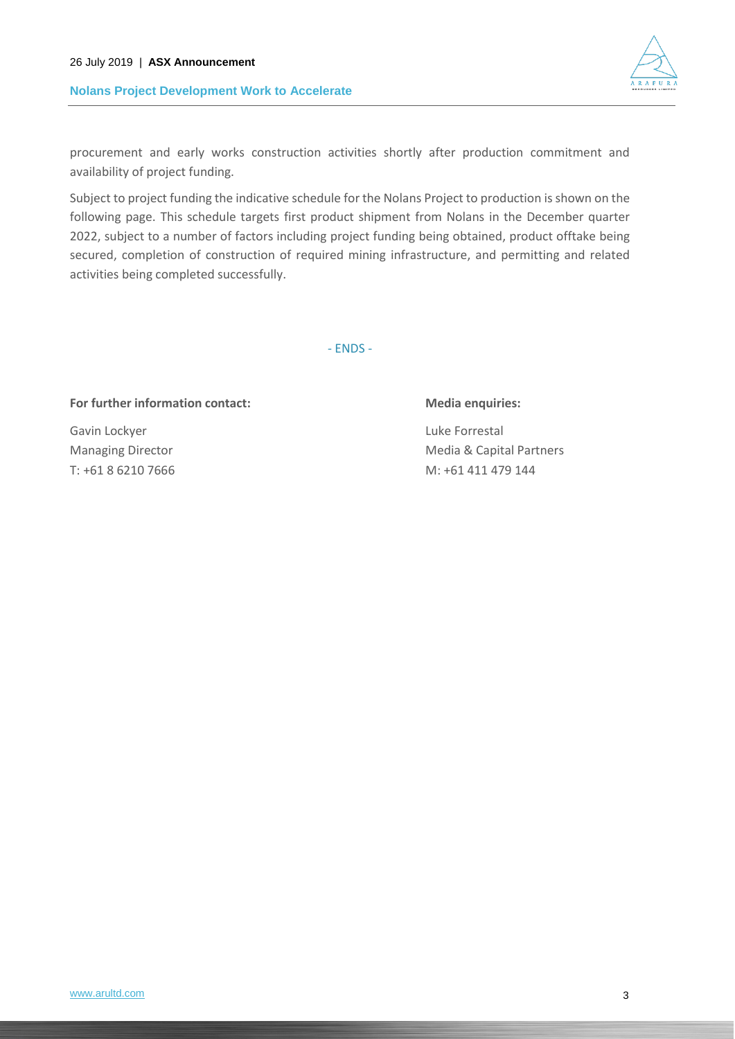procurement and early works construction activities shortly after production commitment and availability of project funding.

Subject to project funding the indicative schedule for the Nolans Project to production is shown on the following page. This schedule targets first product shipment from Nolans in the December quarter 2022, subject to a number of factors including project funding being obtained, product offtake being secured, completion of construction of required mining infrastructure, and permitting and related activities being completed successfully.

- ENDS -

**For further information contact:**

Gavin Lockyer
Managing Director
T: +61 8 6210 7666

**Media enquiries:**

Luke Forrestal
Media & Capital Partners
M: +61 411 479 144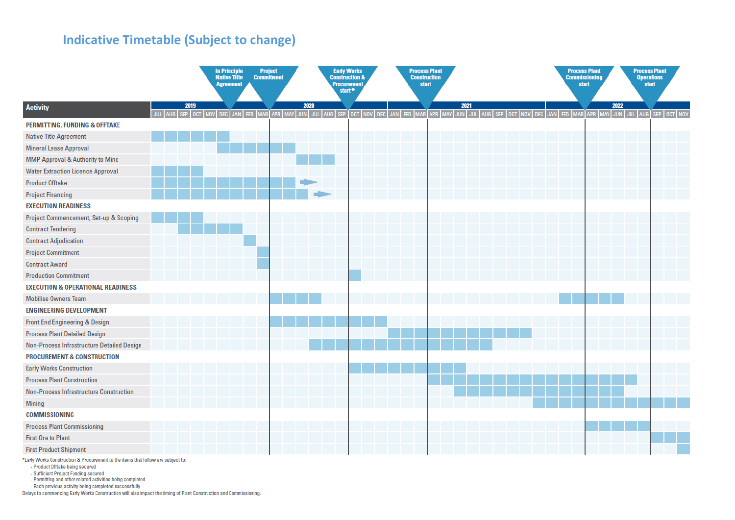# Indicative Timetable (Subject to change)

In Principle Native Title Agreement

Project Commitment

Early Works Construction & Procurement start*

Process Plant Construction start

Process Plant Commissioning start

Process Plant Operations start

Activity

2019

2020

2021

2022

JUL AUG SEP OCT NOV DEC JAN FEB MAR APR MAY JUN JUL AUG SEP OCT NOV DEC JAN FEB MAR APR MAY JUN JUL AUG SEP OCT NOV DEC JAN FEB MAR APR MAY JUN JUL AUG SEP OCT NOV

**PERMITTING, FUNDING & OFFTAKE**

Native Title Agreement

Mineral Lease Approval

MMP Approval & Authority to Mine

Water Extraction Licence Approval

Product Offtake

Project Financing

**EXECUTION READINESS**

Project Commencement, Set-up & Scoping

Contract Tendering

Contract Adjudication

Project Commitment

Contract Award

Production Commitment

**EXECUTION & OPERATIONAL READINESS**

Mobilise Owners Team

**ENGINEERING DEVELOPMENT**

Front End Engineering & Design

Process Plant Detailed Design

Non-Process Infrastructure Detailed Design

**PROCUREMENT & CONSTRUCTION**

Early Works Construction

Process Plant Construction

Non-Process Infrastructure Construction

Mining

**COMMISSIONING**

Process Plant Commissioning

First Ore to Plant

First Product Shipment

*Early Works Construction & Procurement to the items that follow are subject to:

- Product Offtake being secured
- Sufficient Project Funding secured
- Permitting and other related activities being completed
- Each previous activity being completed successfully

Delays to commencing Early Works Construction will also impact the timing of Plant Construction and Commissioning.